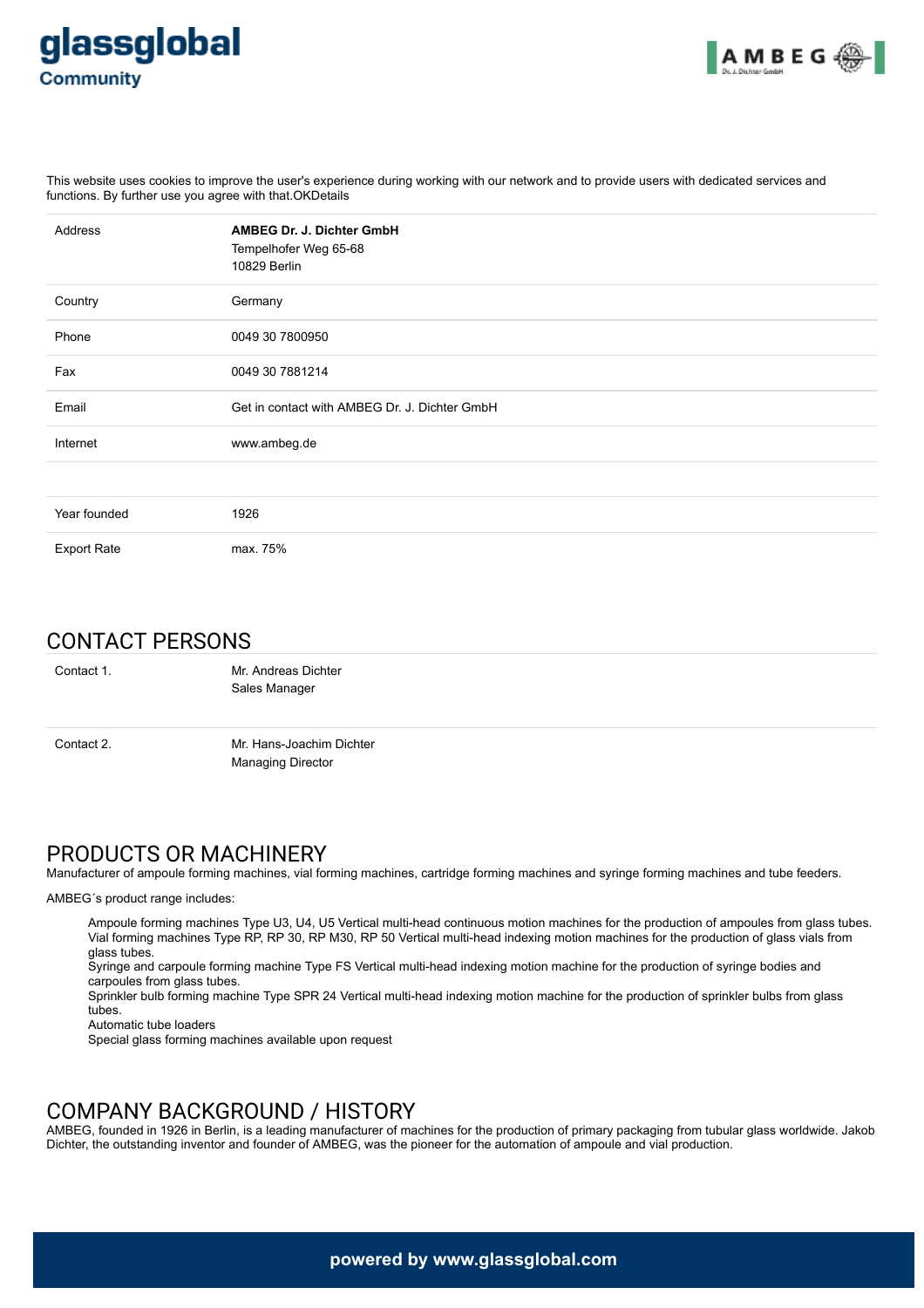glassglobal
Community

AMBEG Dr. J. Dichter GmbH

This website uses cookies to improve the user's experience during working with our network and to provide users with dedicated services and functions. By further use you agree with that.OKDetails

| | |
|---|---|
| Address | **AMBEG Dr. J. Dichter GmbH**<br>Tempelhofer Weg 65-68<br>10829 Berlin |
| Country | Germany |
| Phone | 0049 30 7800950 |
| Fax | 0049 30 7881214 |
| Email | Get in contact with AMBEG Dr. J. Dichter GmbH |
| Internet | www.ambeg.de |
| | |
| Year founded | 1926 |
| Export Rate | max. 75% |

## CONTACT PERSONS

| | |
|---|---|
| Contact 1. | Mr. Andreas Dichter<br>Sales Manager |
| Contact 2. | Mr. Hans-Joachim Dichter<br>Managing Director |

## PRODUCTS OR MACHINERY

Manufacturer of ampoule forming machines, vial forming machines, cartridge forming machines and syringe forming machines and tube feeders.

AMBEG´s product range includes:

- Ampoule forming machines Type U3, U4, U5 Vertical multi-head continuous motion machines for the production of ampoules from glass tubes.
- Vial forming machines Type RP, RP 30, RP M30, RP 50 Vertical multi-head indexing motion machines for the production of glass vials from glass tubes.
- Syringe and carpoule forming machine Type FS Vertical multi-head indexing motion machine for the production of syringe bodies and carpoules from glass tubes.
- Sprinkler bulb forming machine Type SPR 24 Vertical multi-head indexing motion machine for the production of sprinkler bulbs from glass tubes.
- Automatic tube loaders
- Special glass forming machines available upon request

## COMPANY BACKGROUND / HISTORY

AMBEG, founded in 1926 in Berlin, is a leading manufacturer of machines for the production of primary packaging from tubular glass worldwide. Jakob Dichter, the outstanding inventor and founder of AMBEG, was the pioneer for the automation of ampoule and vial production.

**powered by www.glassglobal.com**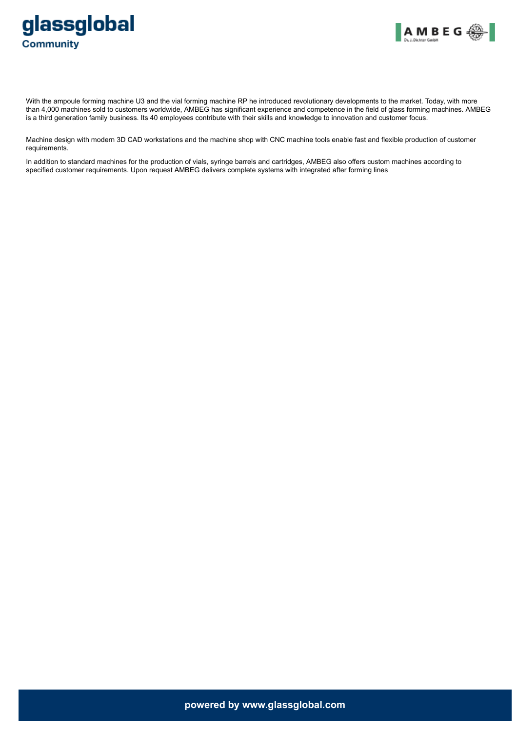With the ampoule forming machine U3 and the vial forming machine RP he introduced revolutionary developments to the market. Today, with more than 4,000 machines sold to customers worldwide, AMBEG has significant experience and competence in the field of glass forming machines. AMBEG is a third generation family business. Its 40 employees contribute with their skills and knowledge to innovation and customer focus.

Machine design with modern 3D CAD workstations and the machine shop with CNC machine tools enable fast and flexible production of customer requirements.

In addition to standard machines for the production of vials, syringe barrels and cartridges, AMBEG also offers custom machines according to specified customer requirements. Upon request AMBEG delivers complete systems with integrated after forming lines